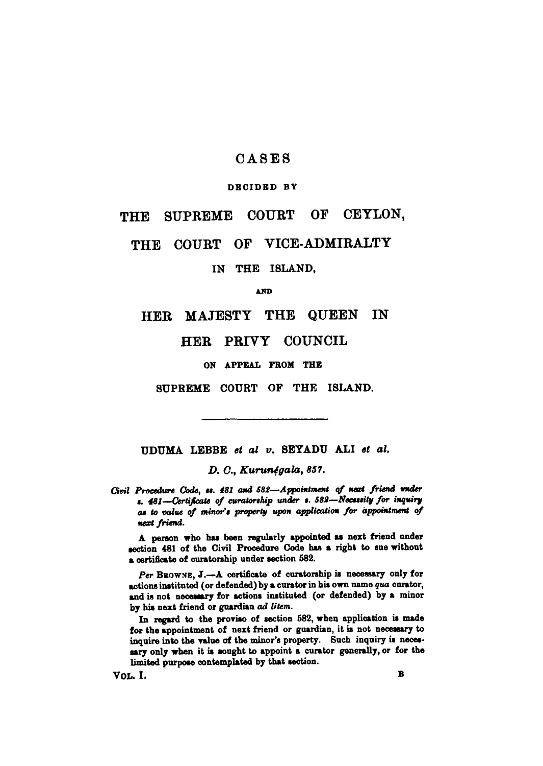# CASES

DECIDED BY

# THE SUPREME COURT OF CEYLON,

# THE COURT OF VICE-ADMIRALTY

IN THE ISLAND,

AND

# HER MAJESTY THE QUEEN IN HER PRIVY COUNCIL

ON APPEAL FROM THE

SUPREME COURT OF THE ISLAND.

---

## UDUMA LEBBE *et al* *v.* SEYADU ALI *et al.*

*D. C., Kurunégala, 857.*

*Civil Procedure Code, ss. 481 and 582—Appointment of next friend under s. 481—Certificate of curatorship under s. 582—Necessity for inquiry as to value of minor's property upon application for appointment of next friend.*

A person who has been regularly appointed as next friend under section 481 of the Civil Procedure Code has a right to sue without a certificate of curatorship under section 582.

*Per* BROWNE, J.—A certificate of curatorship is necessary only for actions instituted (or defended) by a curator in his own name *qua* curator, and is not necessary for actions instituted (or defended) by a minor by his next friend or guardian *ad litem.*

In regard to the proviso of section 582, when application is made for the appointment of next friend or guardian, it is not necessary to inquire into the value of the minor's property. Such inquiry is necessary only when it is sought to appoint a curator generally, or for the limited purpose contemplated by that section.

VOL. I. B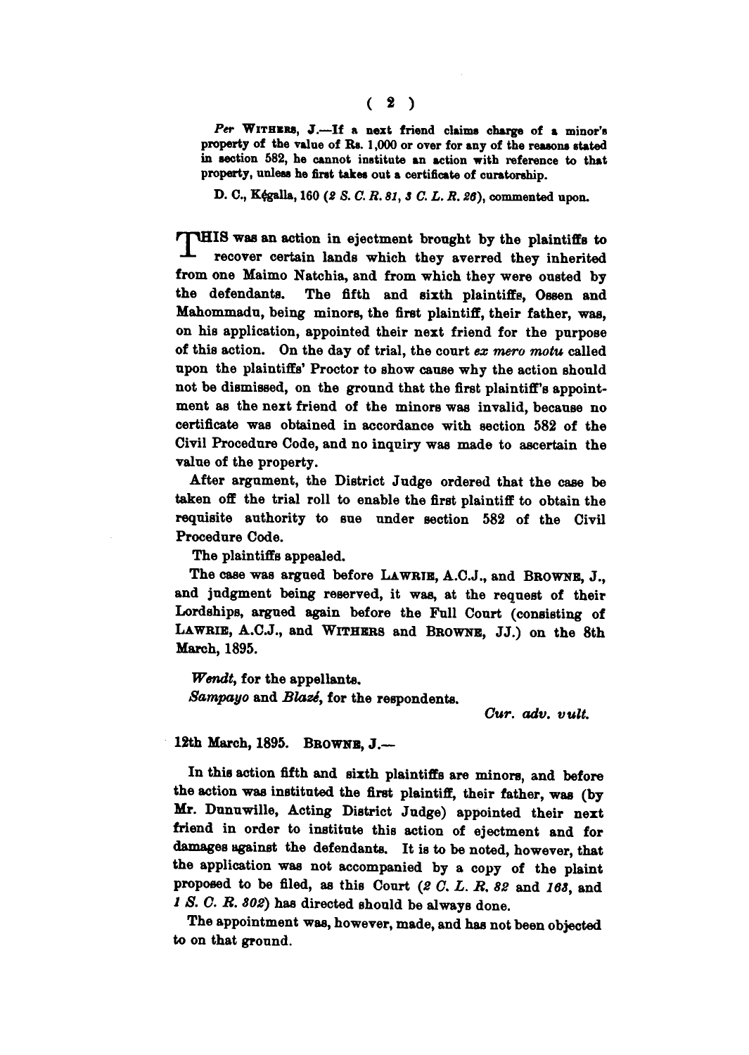*Per* WITHERS, J.—If a next friend claims charge of a minor's property of the value of Rs. 1,000 or over for any of the reasons stated in section 582, he cannot institute an action with reference to that property, unless he first takes out a certificate of curatorship.

D. C., Kégalla, 160 (*2 S. C. R. 81*, *3 C. L. R. 26*), commented upon.

THIS was an action in ejectment brought by the plaintiffs to recover certain lands which they averred they inherited from one Maimo Natchia, and from which they were ousted by the defendants. The fifth and sixth plaintiffs, Ossen and Mahommadu, being minors, the first plaintiff, their father, was, on his application, appointed their next friend for the purpose of this action. On the day of trial, the court *ex mero motu* called upon the plaintiffs' Proctor to show cause why the action should not be dismissed, on the ground that the first plaintiff's appointment as the next friend of the minors was invalid, because no certificate was obtained in accordance with section 582 of the Civil Procedure Code, and no inquiry was made to ascertain the value of the property.

After argument, the District Judge ordered that the case be taken off the trial roll to enable the first plaintiff to obtain the requisite authority to sue under section 582 of the Civil Procedure Code.

The plaintiffs appealed.

The case was argued before LAWRIE, A.C.J., and BROWNE, J., and judgment being reserved, it was, at the request of their Lordships, argued again before the Full Court (consisting of LAWRIE, A.C.J., and WITHERS and BROWNE, JJ.) on the 8th March, 1895.

*Wendt*, for the appellants.

*Sampayo* and *Blazé*, for the respondents.

*Cur. adv. vult.*

12th March, 1895. BROWNE, J.—

In this action fifth and sixth plaintiffs are minors, and before the action was instituted the first plaintiff, their father, was (by Mr. Dunuwille, Acting District Judge) appointed their next friend in order to institute this action of ejectment and for damages against the defendants. It is to be noted, however, that the application was not accompanied by a copy of the plaint proposed to be filed, as this Court (*2 C. L. R. 82* and *163*, and *1 S. C. R. 302*) has directed should be always done.

The appointment was, however, made, and has not been objected to on that ground.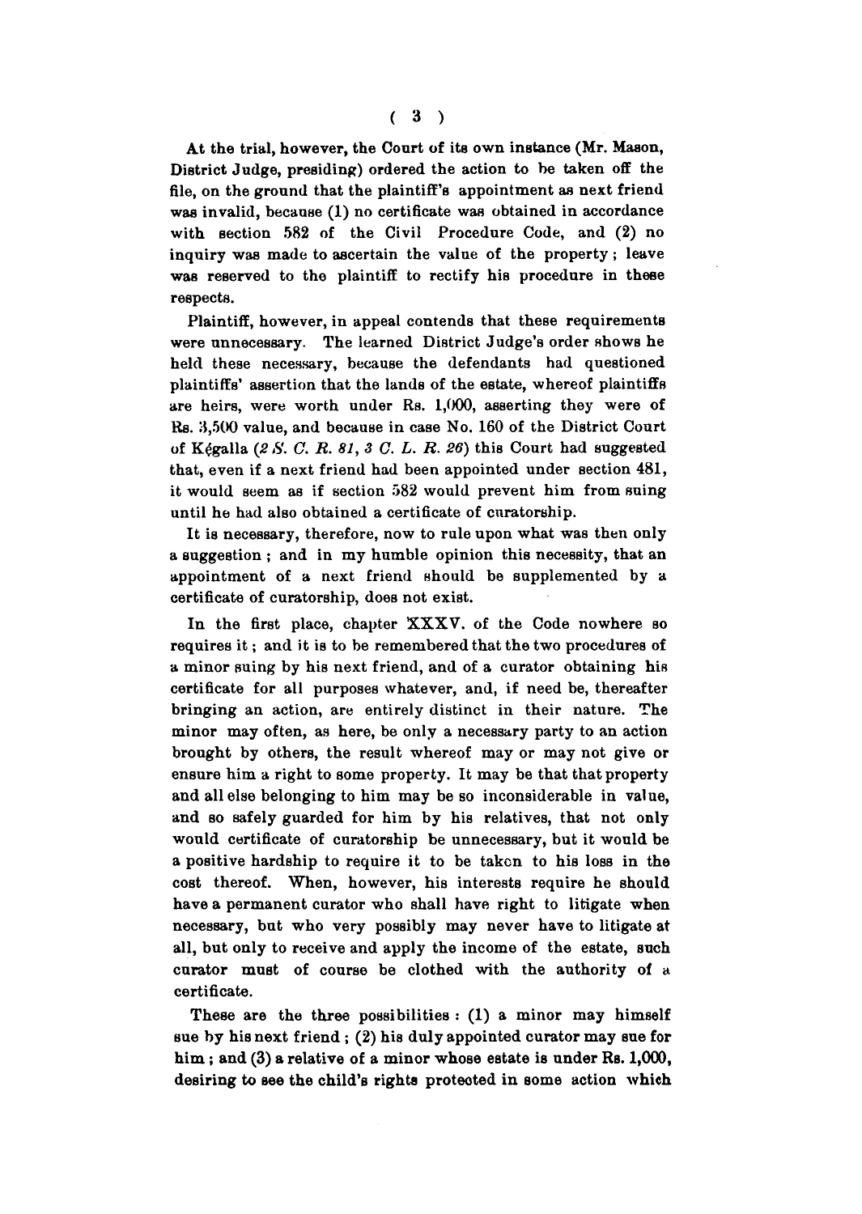At the trial, however, the Court of its own instance (Mr. Mason, District Judge, presiding) ordered the action to be taken off the file, on the ground that the plaintiff's appointment as next friend was invalid, because (1) no certificate was obtained in accordance with section 582 of the Civil Procedure Code, and (2) no inquiry was made to ascertain the value of the property; leave was reserved to the plaintiff to rectify his procedure in these respects.

Plaintiff, however, in appeal contends that these requirements were unnecessary. The learned District Judge's order shows he held these necessary, because the defendants had questioned plaintiffs' assertion that the lands of the estate, whereof plaintiffs are heirs, were worth under Rs. 1,000, asserting they were of Rs. 3,500 value, and because in case No. 160 of the District Court of Kégalla (*2 S. C. R. 81, 3 C. L. R. 26*) this Court had suggested that, even if a next friend had been appointed under section 481, it would seem as if section 582 would prevent him from suing until he had also obtained a certificate of curatorship.

It is necessary, therefore, now to rule upon what was then only a suggestion; and in my humble opinion this necessity, that an appointment of a next friend should be supplemented by a certificate of curatorship, does not exist.

In the first place, chapter XXXV. of the Code nowhere so requires it; and it is to be remembered that the two procedures of a minor suing by his next friend, and of a curator obtaining his certificate for all purposes whatever, and, if need be, thereafter bringing an action, are entirely distinct in their nature. The minor may often, as here, be only a necessary party to an action brought by others, the result whereof may or may not give or ensure him a right to some property. It may be that that property and all else belonging to him may be so inconsiderable in value, and so safely guarded for him by his relatives, that not only would certificate of curatorship be unnecessary, but it would be a positive hardship to require it to be taken to his loss in the cost thereof. When, however, his interests require he should have a permanent curator who shall have right to litigate when necessary, but who very possibly may never have to litigate at all, but only to receive and apply the income of the estate, such curator must of course be clothed with the authority of a certificate.

These are the three possibilities: (1) a minor may himself sue by his next friend; (2) his duly appointed curator may sue for him; and (3) a relative of a minor whose estate is under Rs. 1,000, desiring to see the child's rights protected in some action which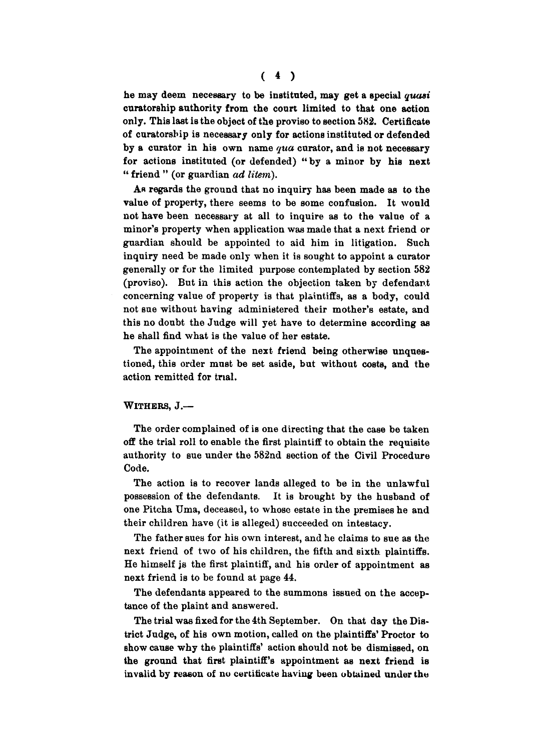he may deem necessary to be instituted, may get a special *quasi* curatorship authority from the court limited to that one action only. This last is the object of the proviso to section 582. Certificate of curatorship is necessary only for actions instituted or defended by a curator in his own name *qua* curator, and is not necessary for actions instituted (or defended) "by a minor by his next "friend" (or guardian *ad litem*).

As regards the ground that no inquiry has been made as to the value of property, there seems to be some confusion. It would not have been necessary at all to inquire as to the value of a minor's property when application was made that a next friend or guardian should be appointed to aid him in litigation. Such inquiry need be made only when it is sought to appoint a curator generally or for the limited purpose contemplated by section 582 (proviso). But in this action the objection taken by defendant concerning value of property is that plaintiffs, as a body, could not sue without having administered their mother's estate, and this no doubt the Judge will yet have to determine according as he shall find what is the value of her estate.

The appointment of the next friend being otherwise unquestioned, this order must be set aside, but without costs, and the action remitted for trial.

WITHERS, J.—

The order complained of is one directing that the case be taken off the trial roll to enable the first plaintiff to obtain the requisite authority to sue under the 582nd section of the Civil Procedure Code.

The action is to recover lands alleged to be in the unlawful possession of the defendants. It is brought by the husband of one Pitcha Uma, deceased, to whose estate in the premises he and their children have (it is alleged) succeeded on intestacy.

The father sues for his own interest, and he claims to sue as the next friend of two of his children, the fifth and sixth plaintiffs. He himself is the first plaintiff, and his order of appointment as next friend is to be found at page 44.

The defendants appeared to the summons issued on the acceptance of the plaint and answered.

The trial was fixed for the 4th September. On that day the District Judge, of his own motion, called on the plaintiffs' Proctor to show cause why the plaintiffs' action should not be dismissed, on the ground that first plaintiff's appointment as next friend is invalid by reason of no certificate having been obtained under the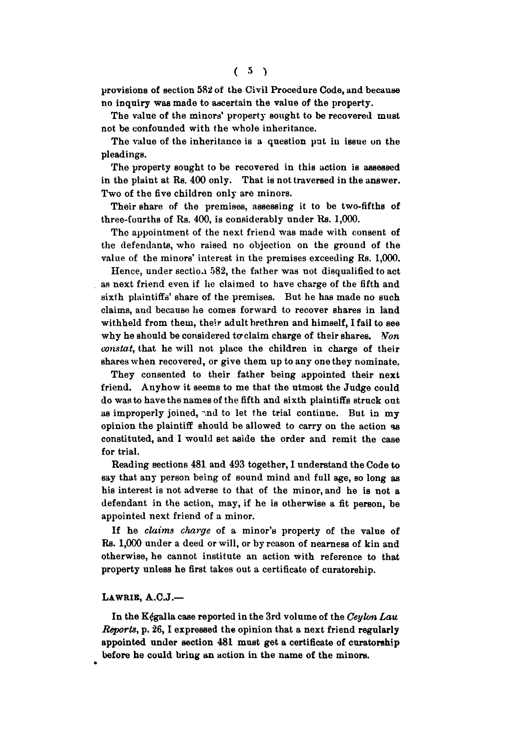provisions of section 582 of the Civil Procedure Code, and because no inquiry was made to ascertain the value of the property.

The value of the minors' property sought to be recovered must not be confounded with the whole inheritance.

The value of the inheritance is a question put in issue on the pleadings.

The property sought to be recovered in this action is assessed in the plaint at Rs. 400 only. That is not traversed in the answer. Two of the five children only are minors.

Their share of the premises, assessing it to be two-fifths of three-fourths of Rs. 400, is considerably under Rs. 1,000.

The appointment of the next friend was made with consent of the defendants, who raised no objection on the ground of the value of the minors' interest in the premises exceeding Rs. 1,000.

Hence, under section 582, the father was not disqualified to act as next friend even if he claimed to have charge of the fifth and sixth plaintiffs' share of the premises. But he has made no such claims, and because he comes forward to recover shares in land withheld from them, their adult brethren and himself, I fail to see why he should be considered to claim charge of their shares. *Non constat*, that he will not place the children in charge of their shares when recovered, or give them up to any one they nominate.

They consented to their father being appointed their next friend. Anyhow it seems to me that the utmost the Judge could do was to have the names of the fifth and sixth plaintiffs struck out as improperly joined, and to let the trial continue. But in my opinion the plaintiff should be allowed to carry on the action as constituted, and I would set aside the order and remit the case for trial.

Reading sections 481 and 493 together, I understand the Code to say that any person being of sound mind and full age, so long as his interest is not adverse to that of the minor, and he is not a defendant in the action, may, if he is otherwise a fit person, be appointed next friend of a minor.

If he *claims charge* of a minor's property of the value of Rs. 1,000 under a deed or will, or by reason of nearness of kin and otherwise, he cannot institute an action with reference to that property unless he first takes out a certificate of curatorship.

LAWRIE, A.C.J.—

In the Kégalla case reported in the 3rd volume of the *Ceylon Law Reports*, p. 26, I expressed the opinion that a next friend regularly appointed under section 481 must get a certificate of curatorship before he could bring an action in the name of the minors.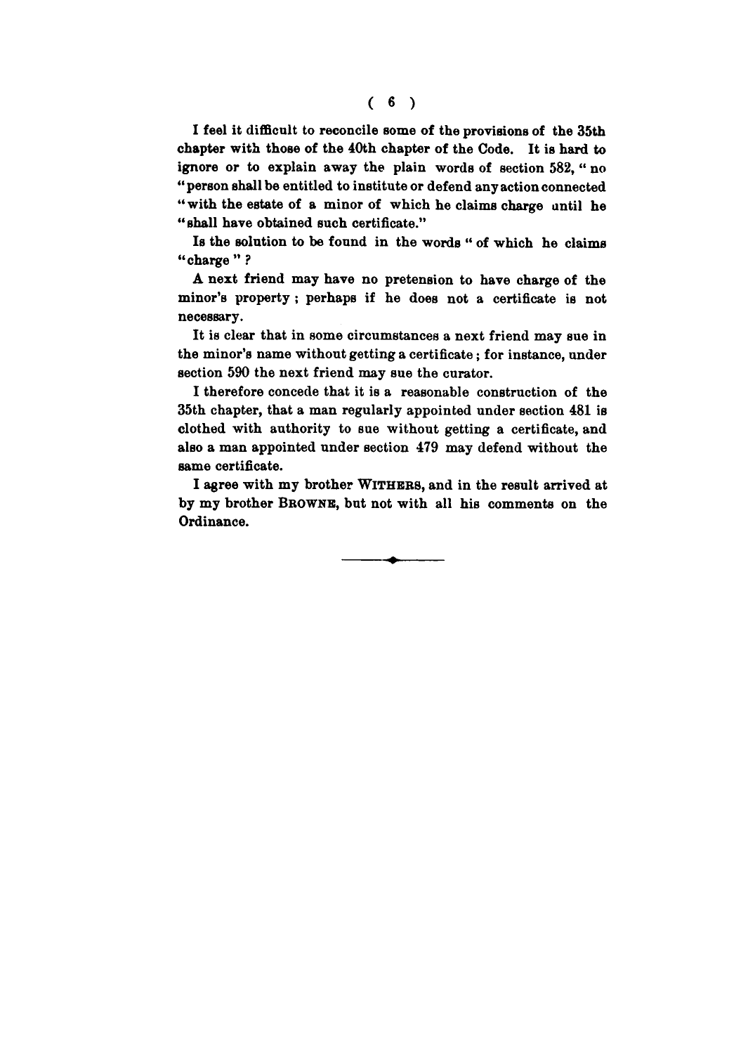I feel it difficult to reconcile some of the provisions of the 35th chapter with those of the 40th chapter of the Code. It is hard to ignore or to explain away the plain words of section 582, "no "person shall be entitled to institute or defend any action connected "with the estate of a minor of which he claims charge until he "shall have obtained such certificate."

Is the solution to be found in the words "of which he claims "charge"?

A next friend may have no pretension to have charge of the minor's property; perhaps if he does not a certificate is not necessary.

It is clear that in some circumstances a next friend may sue in the minor's name without getting a certificate; for instance, under section 590 the next friend may sue the curator.

I therefore concede that it is a reasonable construction of the 35th chapter, that a man regularly appointed under section 481 is clothed with authority to sue without getting a certificate, and also a man appointed under section 479 may defend without the same certificate.

I agree with my brother WITHERS, and in the result arrived at by my brother BROWNE, but not with all his comments on the Ordinance.